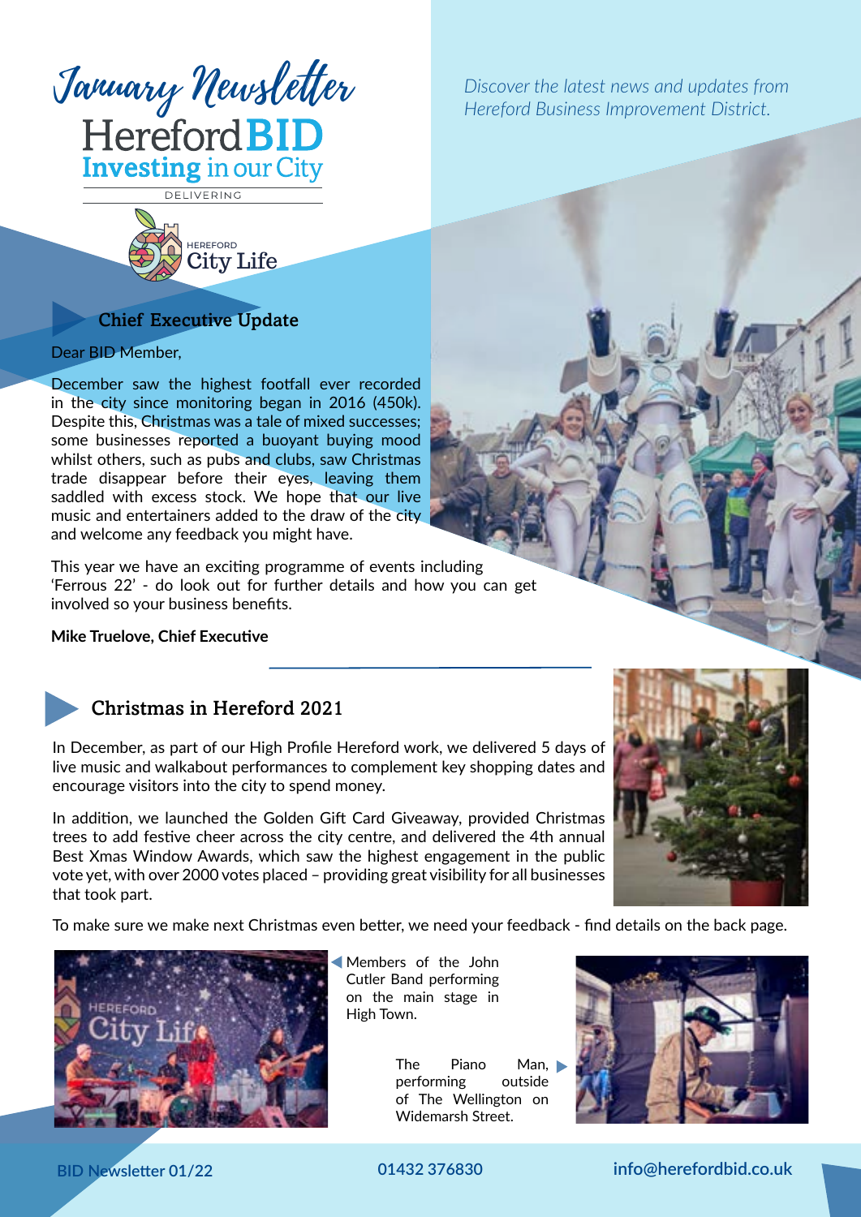# January Newsletter

Hereford BID
**Investing** in our City

DELIVERING

HEREFORD City Life

*Discover the latest news and updates from Hereford Business Improvement District.*

## Chief Executive Update

Dear BID Member,

December saw the highest footfall ever recorded in the city since monitoring began in 2016 (450k). Despite this, Christmas was a tale of mixed successes; some businesses reported a buoyant buying mood whilst others, such as pubs and clubs, saw Christmas trade disappear before their eyes, leaving them saddled with excess stock. We hope that our live music and entertainers added to the draw of the city and welcome any feedback you might have.

This year we have an exciting programme of events including 'Ferrous 22' - do look out for further details and how you can get involved so your business benefits.

**Mike Truelove, Chief Executive**

## Christmas in Hereford 2021

In December, as part of our High Profile Hereford work, we delivered 5 days of live music and walkabout performances to complement key shopping dates and encourage visitors into the city to spend money.

In addition, we launched the Golden Gift Card Giveaway, provided Christmas trees to add festive cheer across the city centre, and delivered the 4th annual Best Xmas Window Awards, which saw the highest engagement in the public vote yet, with over 2000 votes placed – providing great visibility for all businesses that took part.

To make sure we make next Christmas even better, we need your feedback - find details on the back page.

Members of the John Cutler Band performing on the main stage in High Town.

The Piano Man, performing outside of The Wellington on Widemarsh Street.

BID Newsletter 01/22 | 01432 376830 | info@herefordbid.co.uk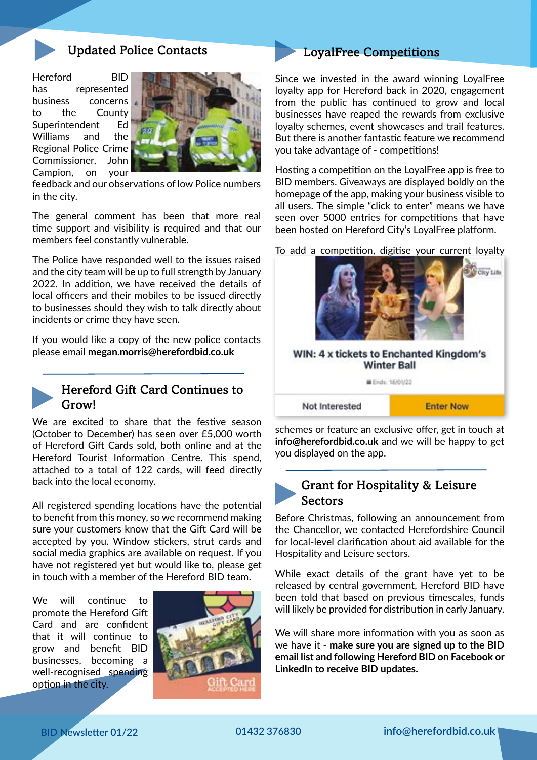## Updated Police Contacts

Hereford BID has represented business concerns to the County Superintendent Ed Williams and the Regional Police Crime Commissioner, John Campion, on your feedback and our observations of low Police numbers in the city.

The general comment has been that more real time support and visibility is required and that our members feel constantly vulnerable.

The Police have responded well to the issues raised and the city team will be up to full strength by January 2022. In addition, we have received the details of local officers and their mobiles to be issued directly to businesses should they wish to talk directly about incidents or crime they have seen.

If you would like a copy of the new police contacts please email **megan.morris@herefordbid.co.uk**

## Hereford Gift Card Continues to Grow!

We are excited to share that the festive season (October to December) has seen over £5,000 worth of Hereford Gift Cards sold, both online and at the Hereford Tourist Information Centre. This spend, attached to a total of 122 cards, will feed directly back into the local economy.

All registered spending locations have the potential to benefit from this money, so we recommend making sure your customers know that the Gift Card will be accepted by you. Window stickers, strut cards and social media graphics are available on request. If you have not registered yet but would like to, please get in touch with a member of the Hereford BID team.

We will continue to promote the Hereford Gift Card and are confident that it will continue to grow and benefit BID businesses, becoming a well-recognised spending option in the city.

## LoyalFree Competitions

Since we invested in the award winning LoyalFree loyalty app for Hereford back in 2020, engagement from the public has continued to grow and local businesses have reaped the rewards from exclusive loyalty schemes, event showcases and trail features. But there is another fantastic feature we recommend you take advantage of - competitions!

Hosting a competition on the LoyalFree app is free to BID members. Giveaways are displayed boldly on the homepage of the app, making your business visible to all users. The simple "click to enter" means we have seen over 5000 entries for competitions that have been hosted on Hereford City's LoyalFree platform.

To add a competition, digitise your current loyalty schemes or feature an exclusive offer, get in touch at **info@herefordbid.co.uk** and we will be happy to get you displayed on the app.

## Grant for Hospitality & Leisure Sectors

Before Christmas, following an announcement from the Chancellor, we contacted Herefordshire Council for local-level clarification about aid available for the Hospitality and Leisure sectors.

While exact details of the grant have yet to be released by central government, Hereford BID have been told that based on previous timescales, funds will likely be provided for distribution in early January.

We will share more information with you as soon as we have it - **make sure you are signed up to the BID email list and following Hereford BID on Facebook or LinkedIn to receive BID updates.**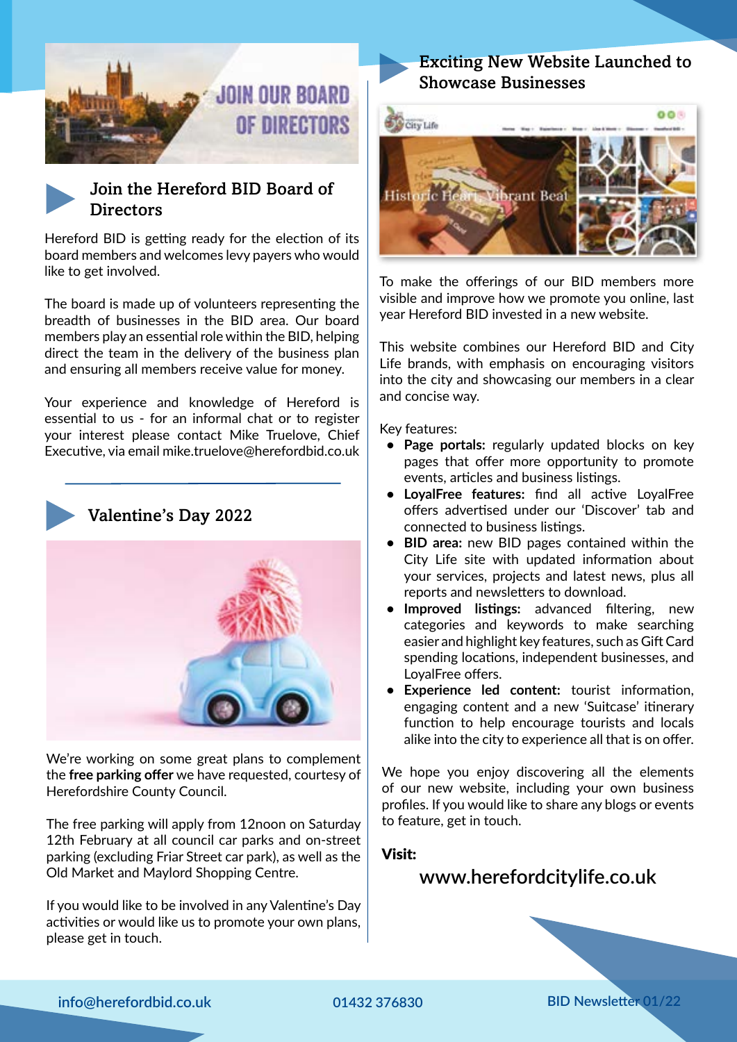## Join the Hereford BID Board of Directors

Hereford BID is getting ready for the election of its board members and welcomes levy payers who would like to get involved.

The board is made up of volunteers representing the breadth of businesses in the BID area. Our board members play an essential role within the BID, helping direct the team in the delivery of the business plan and ensuring all members receive value for money.

Your experience and knowledge of Hereford is essential to us - for an informal chat or to register your interest please contact Mike Truelove, Chief Executive, via email mike.truelove@herefordbid.co.uk

## Valentine's Day 2022

We're working on some great plans to complement the **free parking offer** we have requested, courtesy of Herefordshire County Council.

The free parking will apply from 12noon on Saturday 12th February at all council car parks and on-street parking (excluding Friar Street car park), as well as the Old Market and Maylord Shopping Centre.

If you would like to be involved in any Valentine's Day activities or would like us to promote your own plans, please get in touch.

## Exciting New Website Launched to Showcase Businesses

To make the offerings of our BID members more visible and improve how we promote you online, last year Hereford BID invested in a new website.

This website combines our Hereford BID and City Life brands, with emphasis on encouraging visitors into the city and showcasing our members in a clear and concise way.

Key features:

- **Page portals:** regularly updated blocks on key pages that offer more opportunity to promote events, articles and business listings.
- **LoyalFree features:** find all active LoyalFree offers advertised under our 'Discover' tab and connected to business listings.
- **BID area:** new BID pages contained within the City Life site with updated information about your services, projects and latest news, plus all reports and newsletters to download.
- **Improved listings:** advanced filtering, new categories and keywords to make searching easier and highlight key features, such as Gift Card spending locations, independent businesses, and LoyalFree offers.
- **Experience led content:** tourist information, engaging content and a new 'Suitcase' itinerary function to help encourage tourists and locals alike into the city to experience all that is on offer.

We hope you enjoy discovering all the elements of our new website, including your own business profiles. If you would like to share any blogs or events to feature, get in touch.

**Visit:**

www.herefordcitylife.co.uk

info@herefordbid.co.uk 01432 376830 BID Newsletter 01/22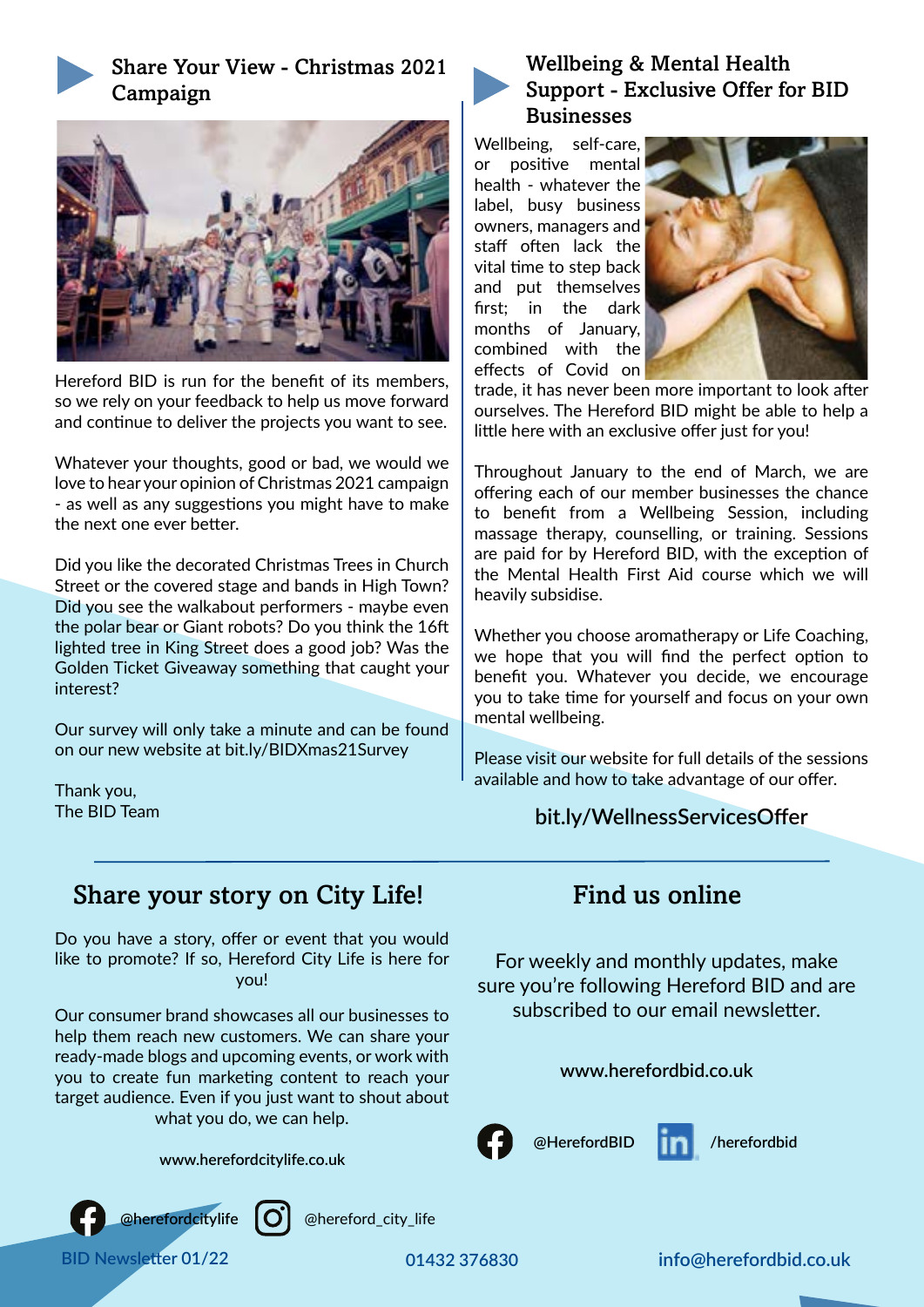## Share Your View - Christmas 2021 Campaign

Hereford BID is run for the benefit of its members, so we rely on your feedback to help us move forward and continue to deliver the projects you want to see.

Whatever your thoughts, good or bad, we would we love to hear your opinion of Christmas 2021 campaign - as well as any suggestions you might have to make the next one ever better.

Did you like the decorated Christmas Trees in Church Street or the covered stage and bands in High Town? Did you see the walkabout performers - maybe even the polar bear or Giant robots? Do you think the 16ft lighted tree in King Street does a good job? Was the Golden Ticket Giveaway something that caught your interest?

Our survey will only take a minute and can be found on our new website at bit.ly/BIDXmas21Survey

Thank you,
The BID Team

## Wellbeing & Mental Health Support - Exclusive Offer for BID Businesses

Wellbeing, self-care, or positive mental health - whatever the label, busy business owners, managers and staff often lack the vital time to step back and put themselves first; in the dark months of January, combined with the effects of Covid on trade, it has never been more important to look after ourselves. The Hereford BID might be able to help a little here with an exclusive offer just for you!

Throughout January to the end of March, we are offering each of our member businesses the chance to benefit from a Wellbeing Session, including massage therapy, counselling, or training. Sessions are paid for by Hereford BID, with the exception of the Mental Health First Aid course which we will heavily subsidise.

Whether you choose aromatherapy or Life Coaching, we hope that you will find the perfect option to benefit you. Whatever you decide, we encourage you to take time for yourself and focus on your own mental wellbeing.

Please visit our website for full details of the sessions available and how to take advantage of our offer.

**bit.ly/WellnessServicesOffer**

## Share your story on City Life!

Do you have a story, offer or event that you would like to promote? If so, Hereford City Life is here for you!

Our consumer brand showcases all our businesses to help them reach new customers. We can share your ready-made blogs and upcoming events, or work with you to create fun marketing content to reach your target audience. Even if you just want to shout about what you do, we can help.

**www.herefordcitylife.co.uk**

**@herefordcitylife** @hereford_city_life

## Find us online

For weekly and monthly updates, make sure you're following Hereford BID and are subscribed to our email newsletter.

**www.herefordbid.co.uk**

**@HerefordBID** **/herefordbid**

BID Newsletter 01/22 01432 376830 info@herefordbid.co.uk